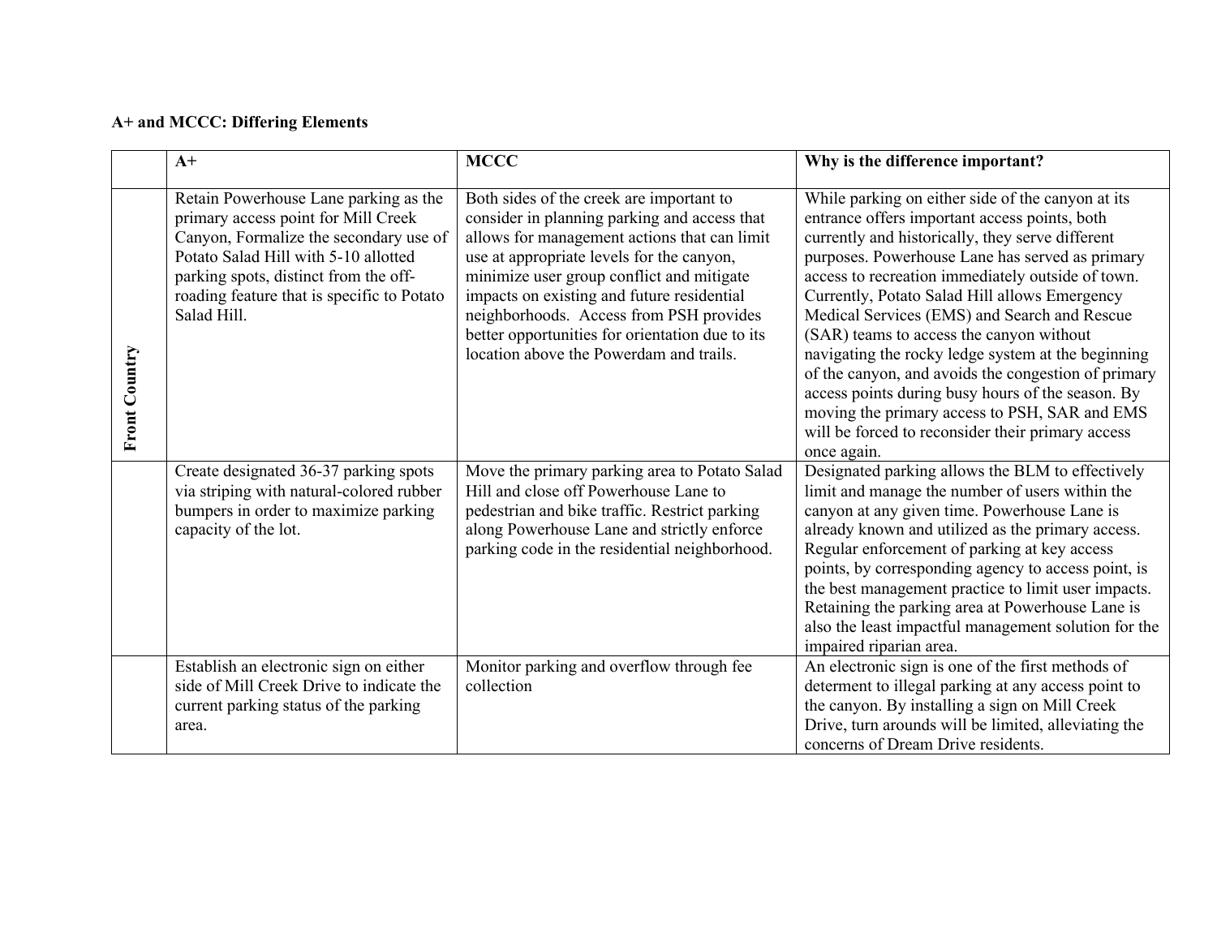**A+ and MCCC: Differing Elements**

| | A+ | MCCC | Why is the difference important? |
|---|---|---|---|
| **Front Country** | Retain Powerhouse Lane parking as the primary access point for Mill Creek Canyon, Formalize the secondary use of Potato Salad Hill with 5-10 allotted parking spots, distinct from the off-roading feature that is specific to Potato Salad Hill. | Both sides of the creek are important to consider in planning parking and access that allows for management actions that can limit use at appropriate levels for the canyon, minimize user group conflict and mitigate impacts on existing and future residential neighborhoods. Access from PSH provides better opportunities for orientation due to its location above the Powerdam and trails. | While parking on either side of the canyon at its entrance offers important access points, both currently and historically, they serve different purposes. Powerhouse Lane has served as primary access to recreation immediately outside of town. Currently, Potato Salad Hill allows Emergency Medical Services (EMS) and Search and Rescue (SAR) teams to access the canyon without navigating the rocky ledge system at the beginning of the canyon, and avoids the congestion of primary access points during busy hours of the season. By moving the primary access to PSH, SAR and EMS will be forced to reconsider their primary access once again. |
| | Create designated 36-37 parking spots via striping with natural-colored rubber bumpers in order to maximize parking capacity of the lot. | Move the primary parking area to Potato Salad Hill and close off Powerhouse Lane to pedestrian and bike traffic. Restrict parking along Powerhouse Lane and strictly enforce parking code in the residential neighborhood. | Designated parking allows the BLM to effectively limit and manage the number of users within the canyon at any given time. Powerhouse Lane is already known and utilized as the primary access. Regular enforcement of parking at key access points, by corresponding agency to access point, is the best management practice to limit user impacts. Retaining the parking area at Powerhouse Lane is also the least impactful management solution for the impaired riparian area. |
| | Establish an electronic sign on either side of Mill Creek Drive to indicate the current parking status of the parking area. | Monitor parking and overflow through fee collection | An electronic sign is one of the first methods of determent to illegal parking at any access point to the canyon. By installing a sign on Mill Creek Drive, turn arounds will be limited, alleviating the concerns of Dream Drive residents. |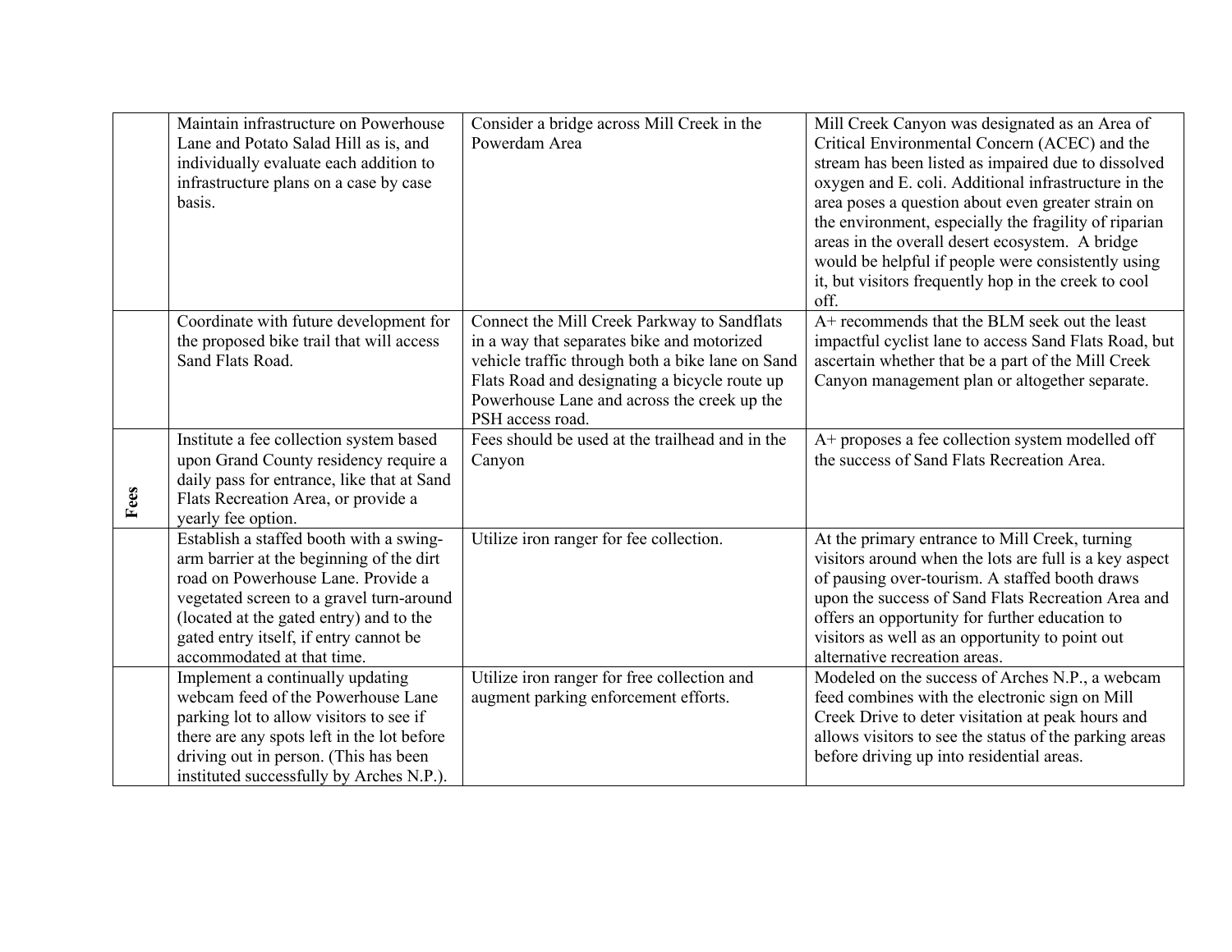| | | | |
|---|---|---|---|
| | Maintain infrastructure on Powerhouse Lane and Potato Salad Hill as is, and individually evaluate each addition to infrastructure plans on a case by case basis. | Consider a bridge across Mill Creek in the Powerdam Area | Mill Creek Canyon was designated as an Area of Critical Environmental Concern (ACEC) and the stream has been listed as impaired due to dissolved oxygen and E. coli. Additional infrastructure in the area poses a question about even greater strain on the environment, especially the fragility of riparian areas in the overall desert ecosystem. A bridge would be helpful if people were consistently using it, but visitors frequently hop in the creek to cool off. |
| | Coordinate with future development for the proposed bike trail that will access Sand Flats Road. | Connect the Mill Creek Parkway to Sandflats in a way that separates bike and motorized vehicle traffic through both a bike lane on Sand Flats Road and designating a bicycle route up Powerhouse Lane and across the creek up the PSH access road. | A+ recommends that the BLM seek out the least impactful cyclist lane to access Sand Flats Road, but ascertain whether that be a part of the Mill Creek Canyon management plan or altogether separate. |
| **Fees** | Institute a fee collection system based upon Grand County residency require a daily pass for entrance, like that at Sand Flats Recreation Area, or provide a yearly fee option. | Fees should be used at the trailhead and in the Canyon | A+ proposes a fee collection system modelled off the success of Sand Flats Recreation Area. |
| | Establish a staffed booth with a swing-arm barrier at the beginning of the dirt road on Powerhouse Lane. Provide a vegetated screen to a gravel turn-around (located at the gated entry) and to the gated entry itself, if entry cannot be accommodated at that time. | Utilize iron ranger for fee collection. | At the primary entrance to Mill Creek, turning visitors around when the lots are full is a key aspect of pausing over-tourism. A staffed booth draws upon the success of Sand Flats Recreation Area and offers an opportunity for further education to visitors as well as an opportunity to point out alternative recreation areas. |
| | Implement a continually updating webcam feed of the Powerhouse Lane parking lot to allow visitors to see if there are any spots left in the lot before driving out in person. (This has been instituted successfully by Arches N.P.). | Utilize iron ranger for free collection and augment parking enforcement efforts. | Modeled on the success of Arches N.P., a webcam feed combines with the electronic sign on Mill Creek Drive to deter visitation at peak hours and allows visitors to see the status of the parking areas before driving up into residential areas. |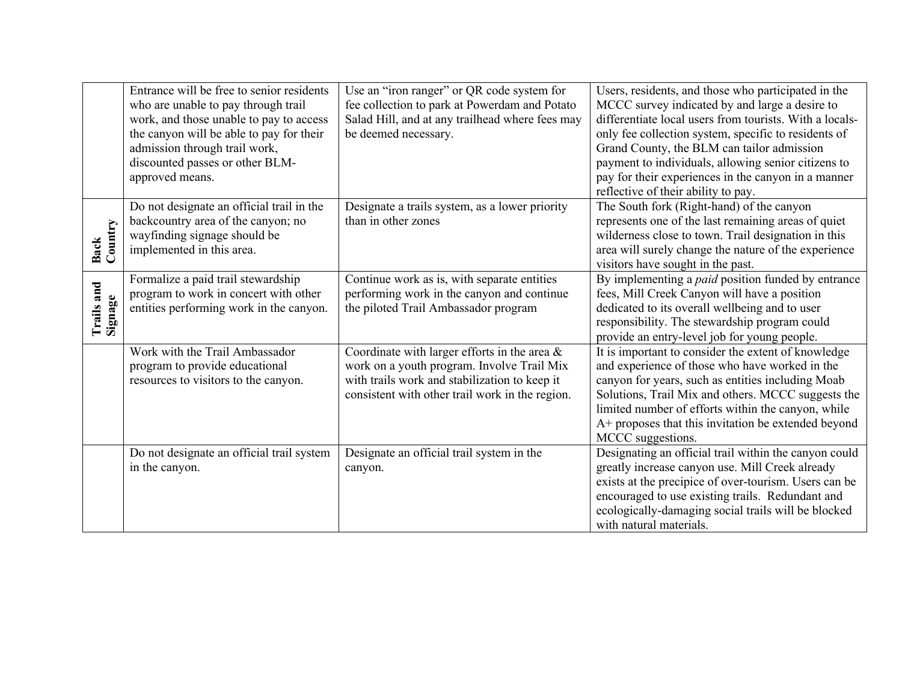| | | | |
|---|---|---|---|
| | Entrance will be free to senior residents who are unable to pay through trail work, and those unable to pay to access the canyon will be able to pay for their admission through trail work, discounted passes or other BLM-approved means. | Use an "iron ranger" or QR code system for fee collection to park at Powerdam and Potato Salad Hill, and at any trailhead where fees may be deemed necessary. | Users, residents, and those who participated in the MCCC survey indicated by and large a desire to differentiate local users from tourists. With a locals-only fee collection system, specific to residents of Grand County, the BLM can tailor admission payment to individuals, allowing senior citizens to pay for their experiences in the canyon in a manner reflective of their ability to pay. |
| **Back Country** | Do not designate an official trail in the backcountry area of the canyon; no wayfinding signage should be implemented in this area. | Designate a trails system, as a lower priority than in other zones | The South fork (Right-hand) of the canyon represents one of the last remaining areas of quiet wilderness close to town. Trail designation in this area will surely change the nature of the experience visitors have sought in the past. |
| **Trails and Signage** | Formalize a paid trail stewardship program to work in concert with other entities performing work in the canyon. | Continue work as is, with separate entities performing work in the canyon and continue the piloted Trail Ambassador program | By implementing a *paid* position funded by entrance fees, Mill Creek Canyon will have a position dedicated to its overall wellbeing and to user responsibility. The stewardship program could provide an entry-level job for young people. |
| | Work with the Trail Ambassador program to provide educational resources to visitors to the canyon. | Coordinate with larger efforts in the area & work on a youth program. Involve Trail Mix with trails work and stabilization to keep it consistent with other trail work in the region. | It is important to consider the extent of knowledge and experience of those who have worked in the canyon for years, such as entities including Moab Solutions, Trail Mix and others. MCCC suggests the limited number of efforts within the canyon, while A+ proposes that this invitation be extended beyond MCCC suggestions. |
| | Do not designate an official trail system in the canyon. | Designate an official trail system in the canyon. | Designating an official trail within the canyon could greatly increase canyon use. Mill Creek already exists at the precipice of over-tourism. Users can be encouraged to use existing trails. Redundant and ecologically-damaging social trails will be blocked with natural materials. |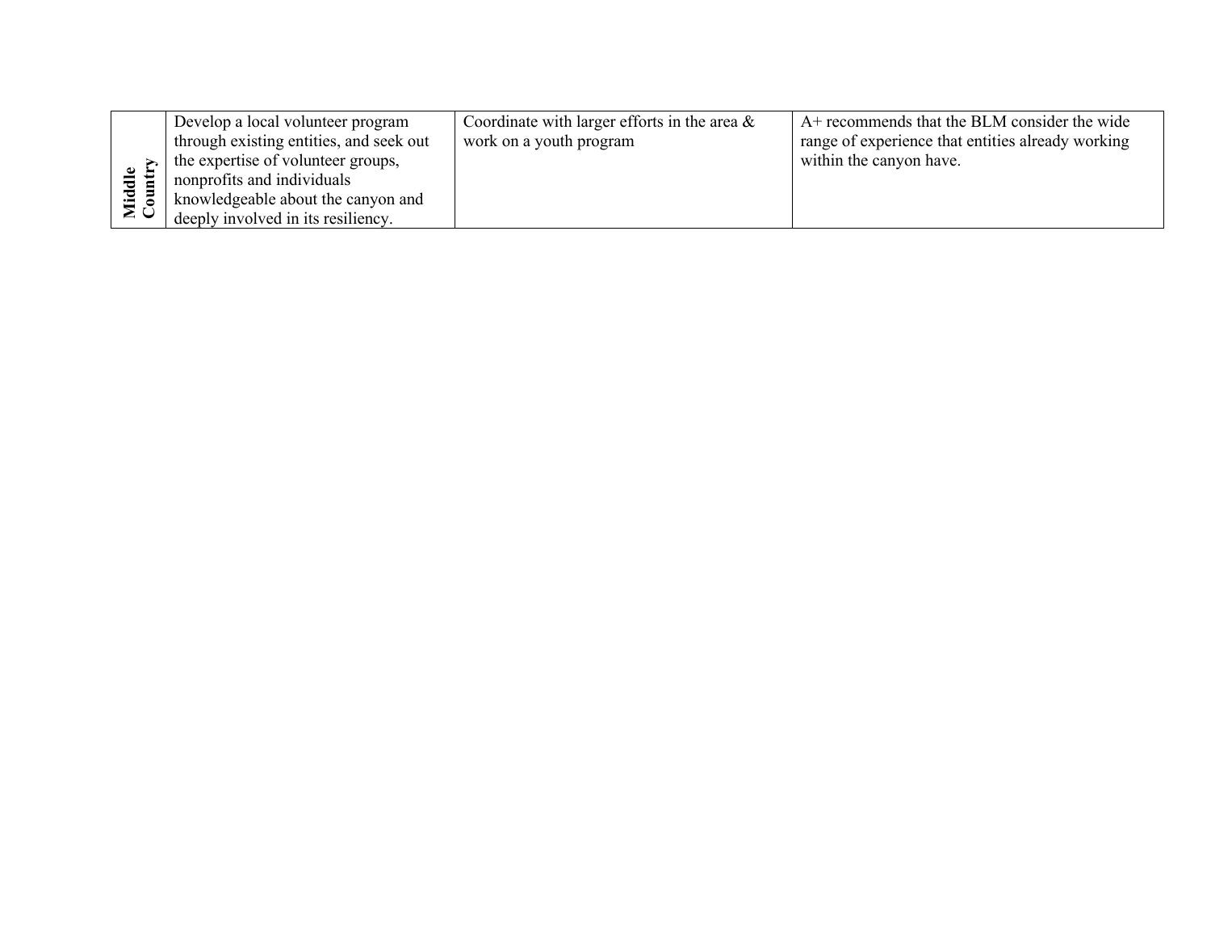| | | | |
|---|---|---|---|
| **Middle Country** | Develop a local volunteer program through existing entities, and seek out the expertise of volunteer groups, nonprofits and individuals knowledgeable about the canyon and deeply involved in its resiliency. | Coordinate with larger efforts in the area & work on a youth program | A+ recommends that the BLM consider the wide range of experience that entities already working within the canyon have. |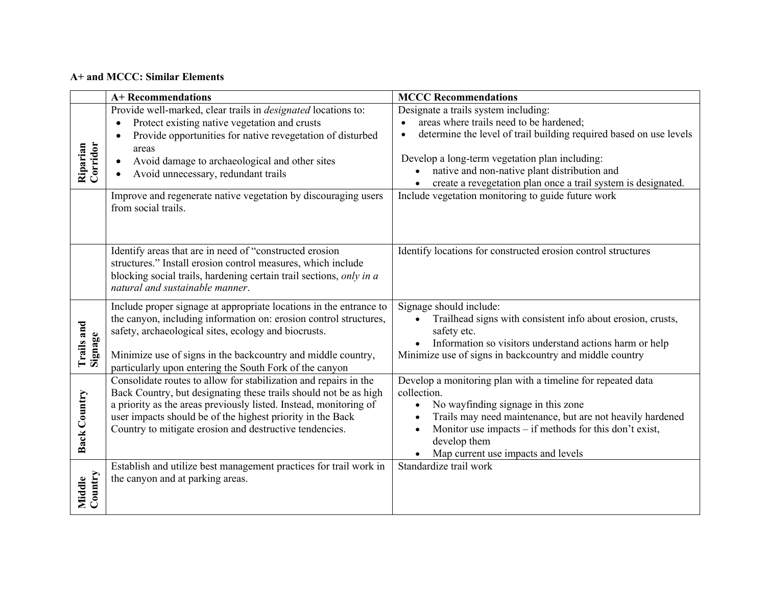**A+ and MCCC: Similar Elements**

| | A+ Recommendations | MCCC Recommendations |
|---|---|---|
| **Riparian Corridor** | Provide well-marked, clear trails in *designated* locations to:<br>• Protect existing native vegetation and crusts<br>• Provide opportunities for native revegetation of disturbed areas<br>• Avoid damage to archaeological and other sites<br>• Avoid unnecessary, redundant trails | Designate a trails system including:<br>• areas where trails need to be hardened;<br>• determine the level of trail building required based on use levels<br><br>Develop a long-term vegetation plan including:<br>• native and non-native plant distribution and<br>• create a revegetation plan once a trail system is designated. |
| | Improve and regenerate native vegetation by discouraging users from social trails. | Include vegetation monitoring to guide future work |
| | Identify areas that are in need of "constructed erosion structures." Install erosion control measures, which include blocking social trails, hardening certain trail sections, *only in a natural and sustainable manner*. | Identify locations for constructed erosion control structures |
| **Trails and Signage** | Include proper signage at appropriate locations in the entrance to the canyon, including information on: erosion control structures, safety, archaeological sites, ecology and biocrusts.<br><br>Minimize use of signs in the backcountry and middle country, particularly upon entering the South Fork of the canyon | Signage should include:<br>• Trailhead signs with consistent info about erosion, crusts, safety etc.<br>• Information so visitors understand actions harm or help<br>Minimize use of signs in backcountry and middle country |
| **Back Country** | Consolidate routes to allow for stabilization and repairs in the Back Country, but designating these trails should not be as high a priority as the areas previously listed. Instead, monitoring of user impacts should be of the highest priority in the Back Country to mitigate erosion and destructive tendencies. | Develop a monitoring plan with a timeline for repeated data collection.<br>• No wayfinding signage in this zone<br>• Trails may need maintenance, but are not heavily hardened<br>• Monitor use impacts – if methods for this don't exist, develop them<br>• Map current use impacts and levels |
| **Middle Country** | Establish and utilize best management practices for trail work in the canyon and at parking areas. | Standardize trail work |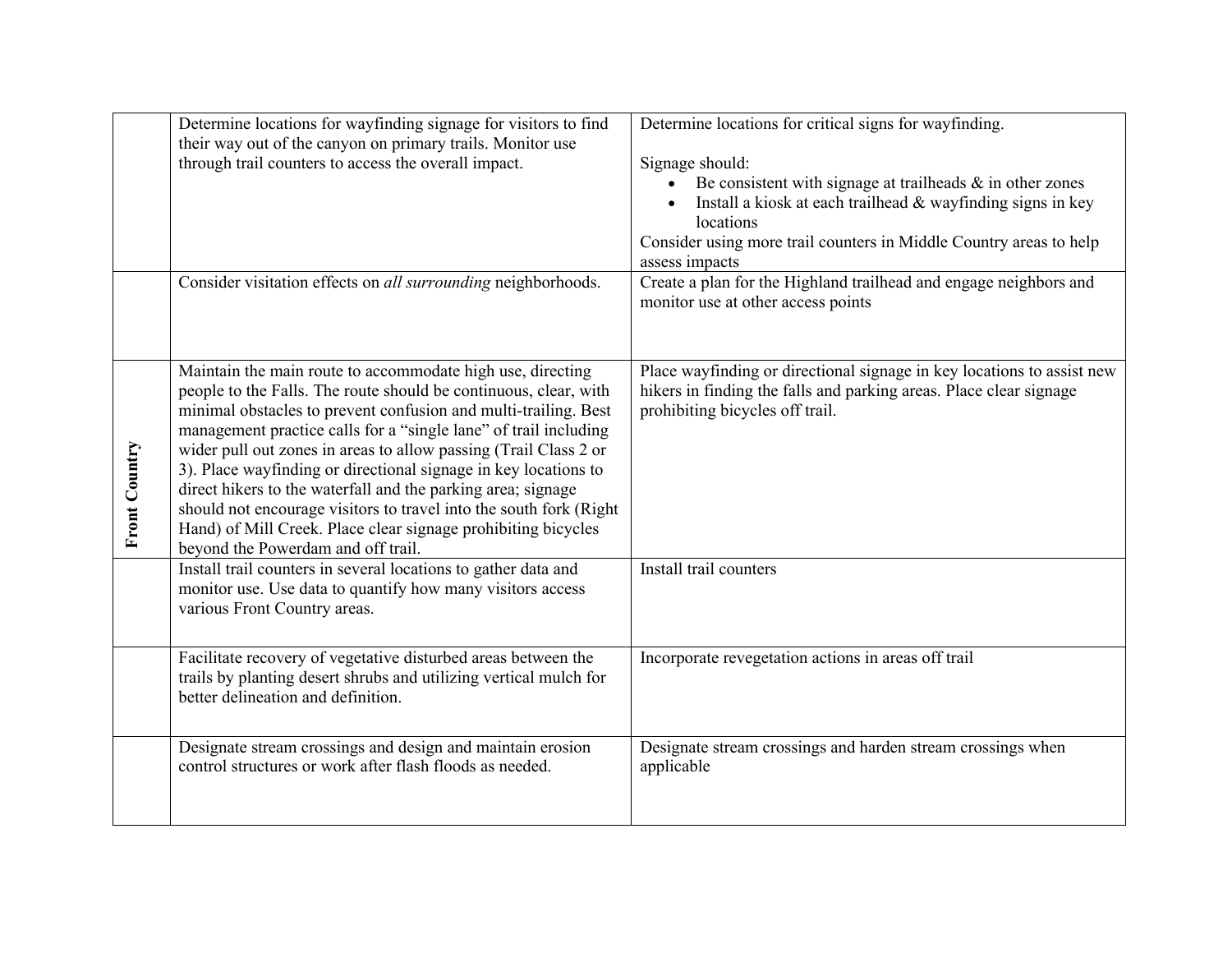| | | |
|---|---|---|
| | Determine locations for wayfinding signage for visitors to find their way out of the canyon on primary trails. Monitor use through trail counters to access the overall impact. | Determine locations for critical signs for wayfinding.<br><br>Signage should:<br>• Be consistent with signage at trailheads & in other zones<br>• Install a kiosk at each trailhead & wayfinding signs in key locations<br>Consider using more trail counters in Middle Country areas to help assess impacts |
| | Consider visitation effects on *all surrounding* neighborhoods. | Create a plan for the Highland trailhead and engage neighbors and monitor use at other access points |
| **Front Country** | Maintain the main route to accommodate high use, directing people to the Falls. The route should be continuous, clear, with minimal obstacles to prevent confusion and multi-trailing. Best management practice calls for a "single lane" of trail including wider pull out zones in areas to allow passing (Trail Class 2 or 3). Place wayfinding or directional signage in key locations to direct hikers to the waterfall and the parking area; signage should not encourage visitors to travel into the south fork (Right Hand) of Mill Creek. Place clear signage prohibiting bicycles beyond the Powerdam and off trail. | Place wayfinding or directional signage in key locations to assist new hikers in finding the falls and parking areas. Place clear signage prohibiting bicycles off trail. |
| | Install trail counters in several locations to gather data and monitor use. Use data to quantify how many visitors access various Front Country areas. | Install trail counters |
| | Facilitate recovery of vegetative disturbed areas between the trails by planting desert shrubs and utilizing vertical mulch for better delineation and definition. | Incorporate revegetation actions in areas off trail |
| | Designate stream crossings and design and maintain erosion control structures or work after flash floods as needed. | Designate stream crossings and harden stream crossings when applicable |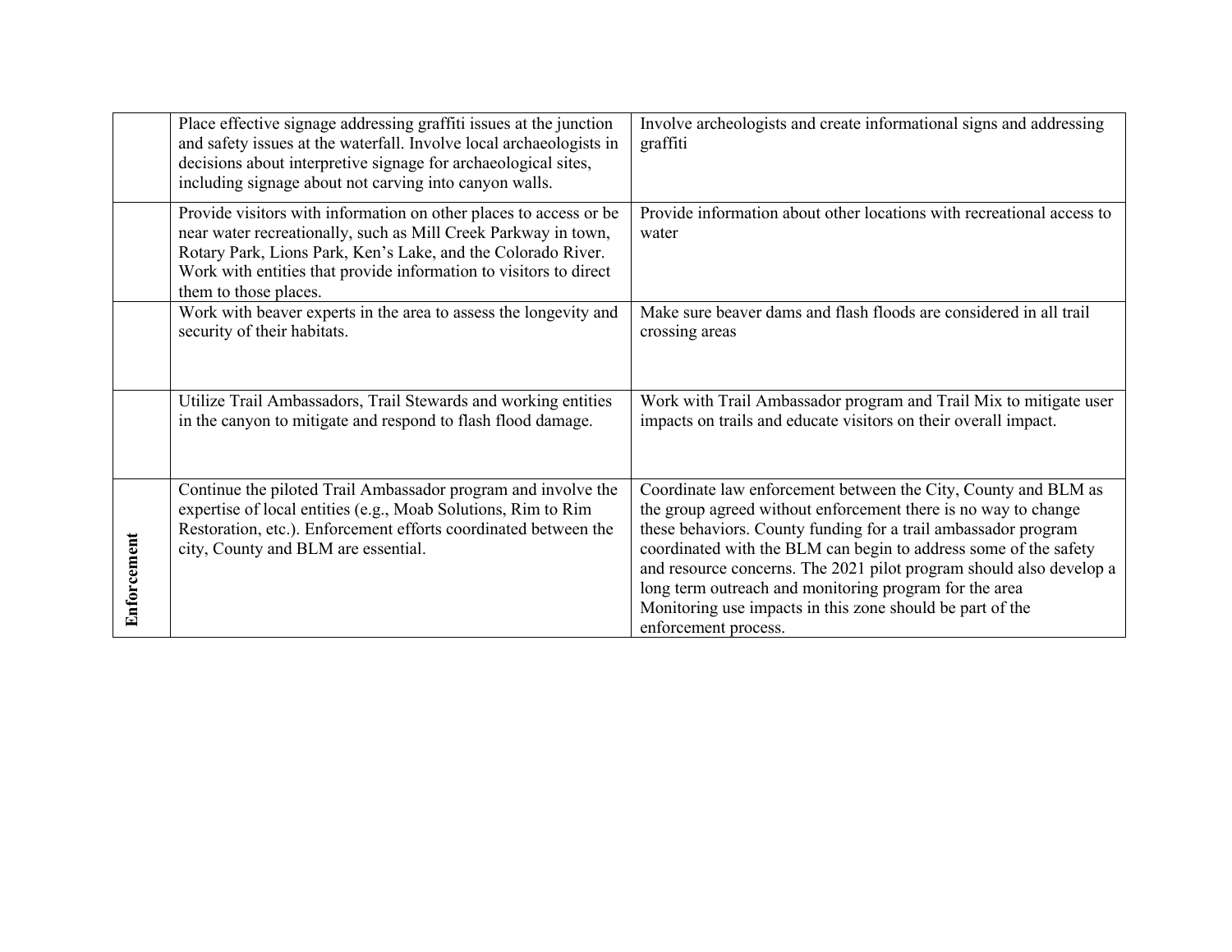| | | |
|---|---|---|
| | Place effective signage addressing graffiti issues at the junction and safety issues at the waterfall. Involve local archaeologists in decisions about interpretive signage for archaeological sites, including signage about not carving into canyon walls. | Involve archeologists and create informational signs and addressing graffiti |
| | Provide visitors with information on other places to access or be near water recreationally, such as Mill Creek Parkway in town, Rotary Park, Lions Park, Ken's Lake, and the Colorado River. Work with entities that provide information to visitors to direct them to those places. | Provide information about other locations with recreational access to water |
| | Work with beaver experts in the area to assess the longevity and security of their habitats. | Make sure beaver dams and flash floods are considered in all trail crossing areas |
| | Utilize Trail Ambassadors, Trail Stewards and working entities in the canyon to mitigate and respond to flash flood damage. | Work with Trail Ambassador program and Trail Mix to mitigate user impacts on trails and educate visitors on their overall impact. |
| **Enforcement** | Continue the piloted Trail Ambassador program and involve the expertise of local entities (e.g., Moab Solutions, Rim to Rim Restoration, etc.). Enforcement efforts coordinated between the city, County and BLM are essential. | Coordinate law enforcement between the City, County and BLM as the group agreed without enforcement there is no way to change these behaviors. County funding for a trail ambassador program coordinated with the BLM can begin to address some of the safety and resource concerns. The 2021 pilot program should also develop a long term outreach and monitoring program for the area Monitoring use impacts in this zone should be part of the enforcement process. |